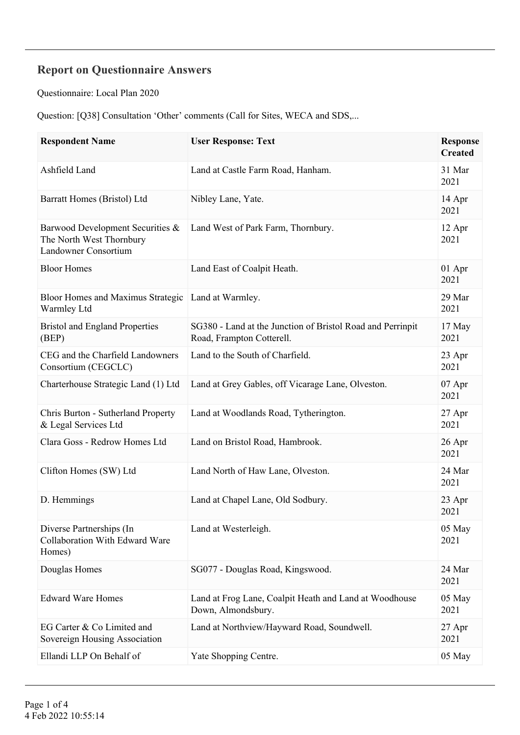## Report on Questionnaire Answers

Questionnaire: Local Plan 2020

Question: [Q38] Consultation 'Other' comments (Call for Sites, WECA and SDS,...

| Respondent Name | User Response: Text | Response Created |
|---|---|---|
| Ashfield Land | Land at Castle Farm Road, Hanham. | 31 Mar 2021 |
| Barratt Homes (Bristol) Ltd | Nibley Lane, Yate. | 14 Apr 2021 |
| Barwood Development Securities & The North West Thornbury Landowner Consortium | Land West of Park Farm, Thornbury. | 12 Apr 2021 |
| Bloor Homes | Land East of Coalpit Heath. | 01 Apr 2021 |
| Bloor Homes and Maximus Strategic Warmley Ltd | Land at Warmley. | 29 Mar 2021 |
| Bristol and England Properties (BEP) | SG380 - Land at the Junction of Bristol Road and Perrinpit Road, Frampton Cotterell. | 17 May 2021 |
| CEG and the Charfield Landowners Consortium (CEGCLC) | Land to the South of Charfield. | 23 Apr 2021 |
| Charterhouse Strategic Land (1) Ltd | Land at Grey Gables, off Vicarage Lane, Olveston. | 07 Apr 2021 |
| Chris Burton - Sutherland Property & Legal Services Ltd | Land at Woodlands Road, Tytherington. | 27 Apr 2021 |
| Clara Goss - Redrow Homes Ltd | Land on Bristol Road, Hambrook. | 26 Apr 2021 |
| Clifton Homes (SW) Ltd | Land North of Haw Lane, Olveston. | 24 Mar 2021 |
| D. Hemmings | Land at Chapel Lane, Old Sodbury. | 23 Apr 2021 |
| Diverse Partnerships (In Collaboration With Edward Ware Homes) | Land at Westerleigh. | 05 May 2021 |
| Douglas Homes | SG077 - Douglas Road, Kingswood. | 24 Mar 2021 |
| Edward Ware Homes | Land at Frog Lane, Coalpit Heath and Land at Woodhouse Down, Almondsbury. | 05 May 2021 |
| EG Carter & Co Limited and Sovereign Housing Association | Land at Northview/Hayward Road, Soundwell. | 27 Apr 2021 |
| Ellandi LLP On Behalf of | Yate Shopping Centre. | 05 May |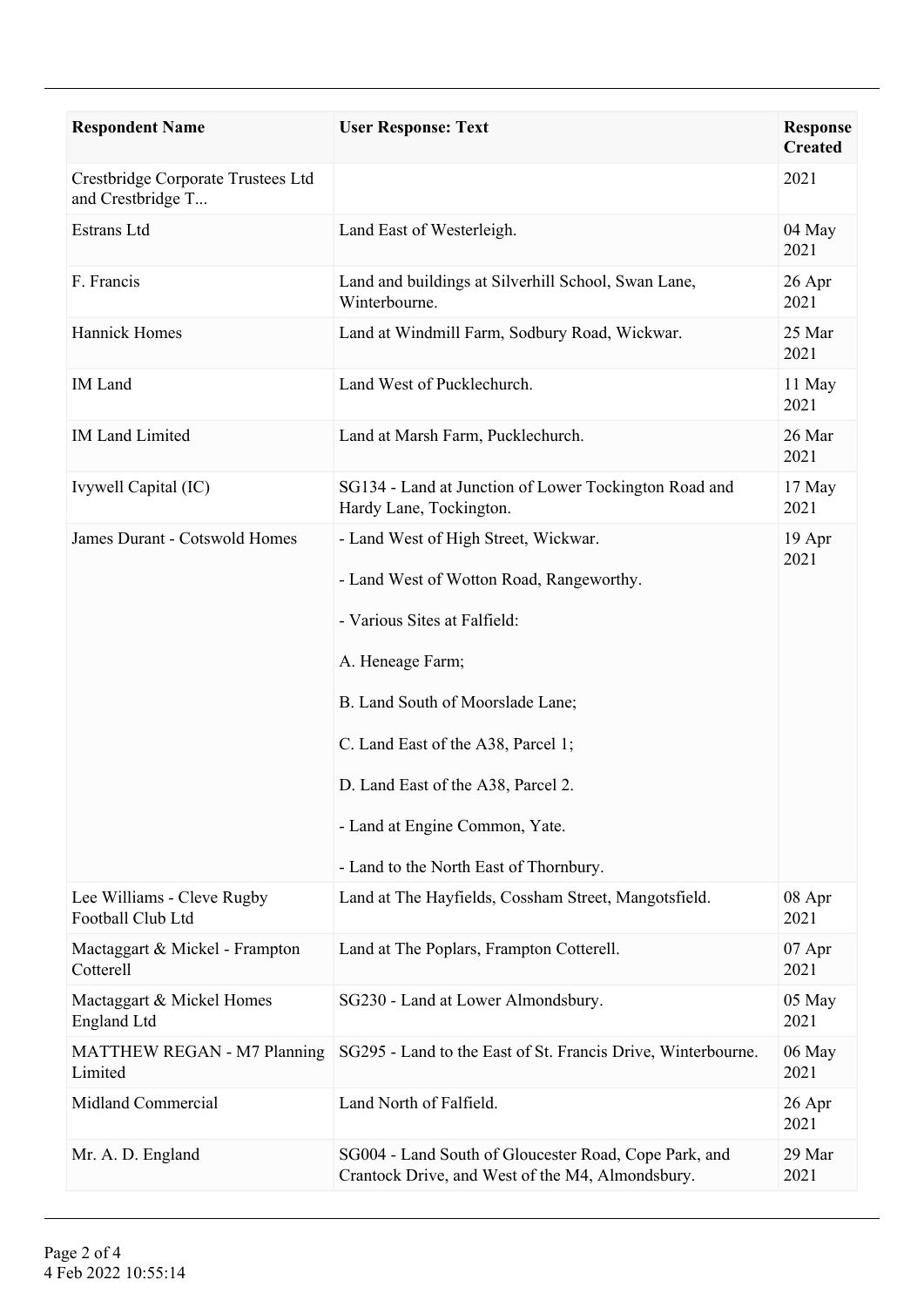| Respondent Name | User Response: Text | Response Created |
| --- | --- | --- |
| Crestbridge Corporate Trustees Ltd and Crestbridge T... | | 2021 |
| Estrans Ltd | Land East of Westerleigh. | 04 May 2021 |
| F. Francis | Land and buildings at Silverhill School, Swan Lane, Winterbourne. | 26 Apr 2021 |
| Hannick Homes | Land at Windmill Farm, Sodbury Road, Wickwar. | 25 Mar 2021 |
| IM Land | Land West of Pucklechurch. | 11 May 2021 |
| IM Land Limited | Land at Marsh Farm, Pucklechurch. | 26 Mar 2021 |
| Ivywell Capital (IC) | SG134 - Land at Junction of Lower Tockington Road and Hardy Lane, Tockington. | 17 May 2021 |
| James Durant - Cotswold Homes | - Land West of High Street, Wickwar.<br><br>- Land West of Wotton Road, Rangeworthy.<br><br>- Various Sites at Falfield:<br><br>A. Heneage Farm;<br><br>B. Land South of Moorslade Lane;<br><br>C. Land East of the A38, Parcel 1;<br><br>D. Land East of the A38, Parcel 2.<br><br>- Land at Engine Common, Yate.<br><br>- Land to the North East of Thornbury. | 19 Apr 2021 |
| Lee Williams - Cleve Rugby Football Club Ltd | Land at The Hayfields, Cossham Street, Mangotsfield. | 08 Apr 2021 |
| Mactaggart & Mickel - Frampton Cotterell | Land at The Poplars, Frampton Cotterell. | 07 Apr 2021 |
| Mactaggart & Mickel Homes England Ltd | SG230 - Land at Lower Almondsbury. | 05 May 2021 |
| MATTHEW REGAN - M7 Planning Limited | SG295 - Land to the East of St. Francis Drive, Winterbourne. | 06 May 2021 |
| Midland Commercial | Land North of Falfield. | 26 Apr 2021 |
| Mr. A. D. England | SG004 - Land South of Gloucester Road, Cope Park, and Crantock Drive, and West of the M4, Almondsbury. | 29 Mar 2021 |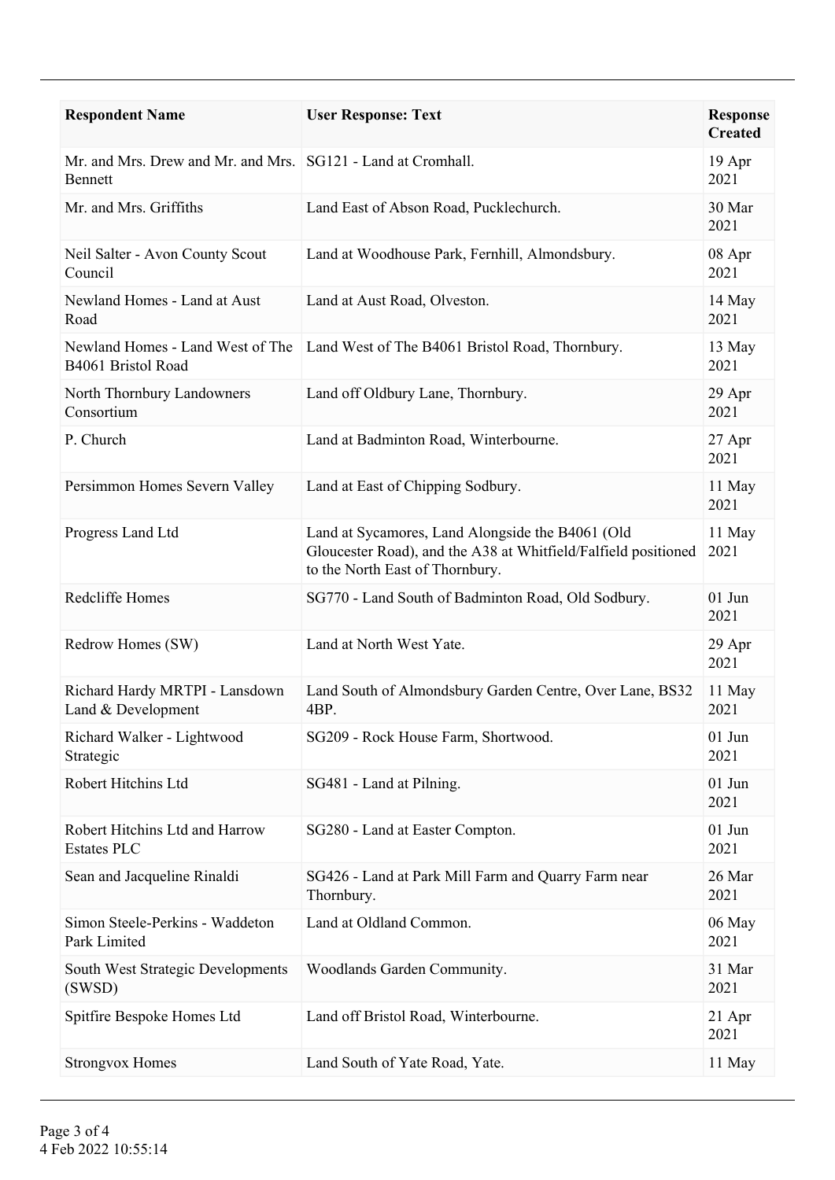| Respondent Name | User Response: Text | Response Created |
| --- | --- | --- |
| Mr. and Mrs. Drew and Mr. and Mrs. Bennett | SG121 - Land at Cromhall. | 19 Apr 2021 |
| Mr. and Mrs. Griffiths | Land East of Abson Road, Pucklechurch. | 30 Mar 2021 |
| Neil Salter - Avon County Scout Council | Land at Woodhouse Park, Fernhill, Almondsbury. | 08 Apr 2021 |
| Newland Homes - Land at Aust Road | Land at Aust Road, Olveston. | 14 May 2021 |
| Newland Homes - Land West of The B4061 Bristol Road | Land West of The B4061 Bristol Road, Thornbury. | 13 May 2021 |
| North Thornbury Landowners Consortium | Land off Oldbury Lane, Thornbury. | 29 Apr 2021 |
| P. Church | Land at Badminton Road, Winterbourne. | 27 Apr 2021 |
| Persimmon Homes Severn Valley | Land at East of Chipping Sodbury. | 11 May 2021 |
| Progress Land Ltd | Land at Sycamores, Land Alongside the B4061 (Old Gloucester Road), and the A38 at Whitfield/Falfield positioned to the North East of Thornbury. | 11 May 2021 |
| Redcliffe Homes | SG770 - Land South of Badminton Road, Old Sodbury. | 01 Jun 2021 |
| Redrow Homes (SW) | Land at North West Yate. | 29 Apr 2021 |
| Richard Hardy MRTPI - Lansdown Land & Development | Land South of Almondsbury Garden Centre, Over Lane, BS32 4BP. | 11 May 2021 |
| Richard Walker - Lightwood Strategic | SG209 - Rock House Farm, Shortwood. | 01 Jun 2021 |
| Robert Hitchins Ltd | SG481 - Land at Pilning. | 01 Jun 2021 |
| Robert Hitchins Ltd and Harrow Estates PLC | SG280 - Land at Easter Compton. | 01 Jun 2021 |
| Sean and Jacqueline Rinaldi | SG426 - Land at Park Mill Farm and Quarry Farm near Thornbury. | 26 Mar 2021 |
| Simon Steele-Perkins - Waddeton Park Limited | Land at Oldland Common. | 06 May 2021 |
| South West Strategic Developments (SWSD) | Woodlands Garden Community. | 31 Mar 2021 |
| Spitfire Bespoke Homes Ltd | Land off Bristol Road, Winterbourne. | 21 Apr 2021 |
| Strongvox Homes | Land South of Yate Road, Yate. | 11 May |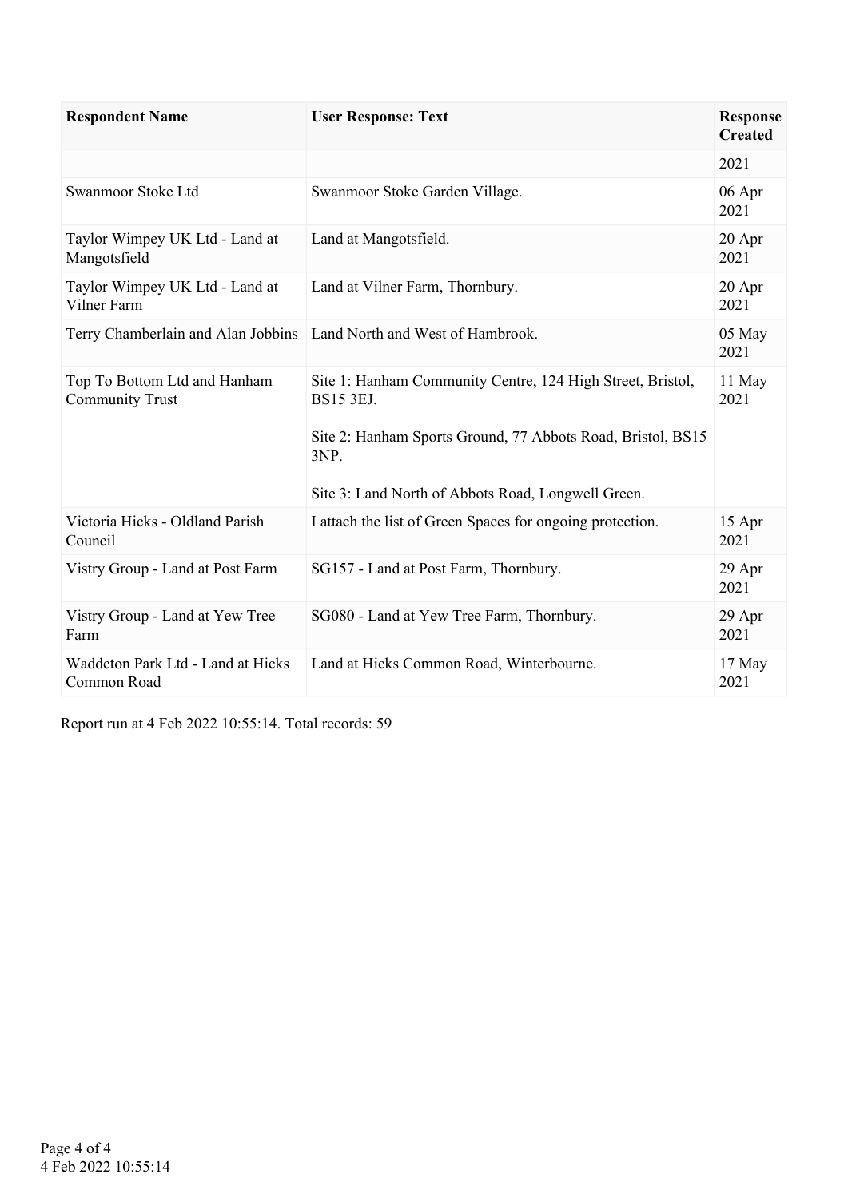| Respondent Name | User Response: Text | Response Created |
|---|---|---|
| | | 2021 |
| Swanmoor Stoke Ltd | Swanmoor Stoke Garden Village. | 06 Apr 2021 |
| Taylor Wimpey UK Ltd - Land at Mangotsfield | Land at Mangotsfield. | 20 Apr 2021 |
| Taylor Wimpey UK Ltd - Land at Vilner Farm | Land at Vilner Farm, Thornbury. | 20 Apr 2021 |
| Terry Chamberlain and Alan Jobbins | Land North and West of Hambrook. | 05 May 2021 |
| Top To Bottom Ltd and Hanham Community Trust | Site 1: Hanham Community Centre, 124 High Street, Bristol, BS15 3EJ.<br><br>Site 2: Hanham Sports Ground, 77 Abbots Road, Bristol, BS15 3NP.<br><br>Site 3: Land North of Abbots Road, Longwell Green. | 11 May 2021 |
| Victoria Hicks - Oldland Parish Council | I attach the list of Green Spaces for ongoing protection. | 15 Apr 2021 |
| Vistry Group - Land at Post Farm | SG157 - Land at Post Farm, Thornbury. | 29 Apr 2021 |
| Vistry Group - Land at Yew Tree Farm | SG080 - Land at Yew Tree Farm, Thornbury. | 29 Apr 2021 |
| Waddeton Park Ltd - Land at Hicks Common Road | Land at Hicks Common Road, Winterbourne. | 17 May 2021 |

Report run at 4 Feb 2022 10:55:14. Total records: 59